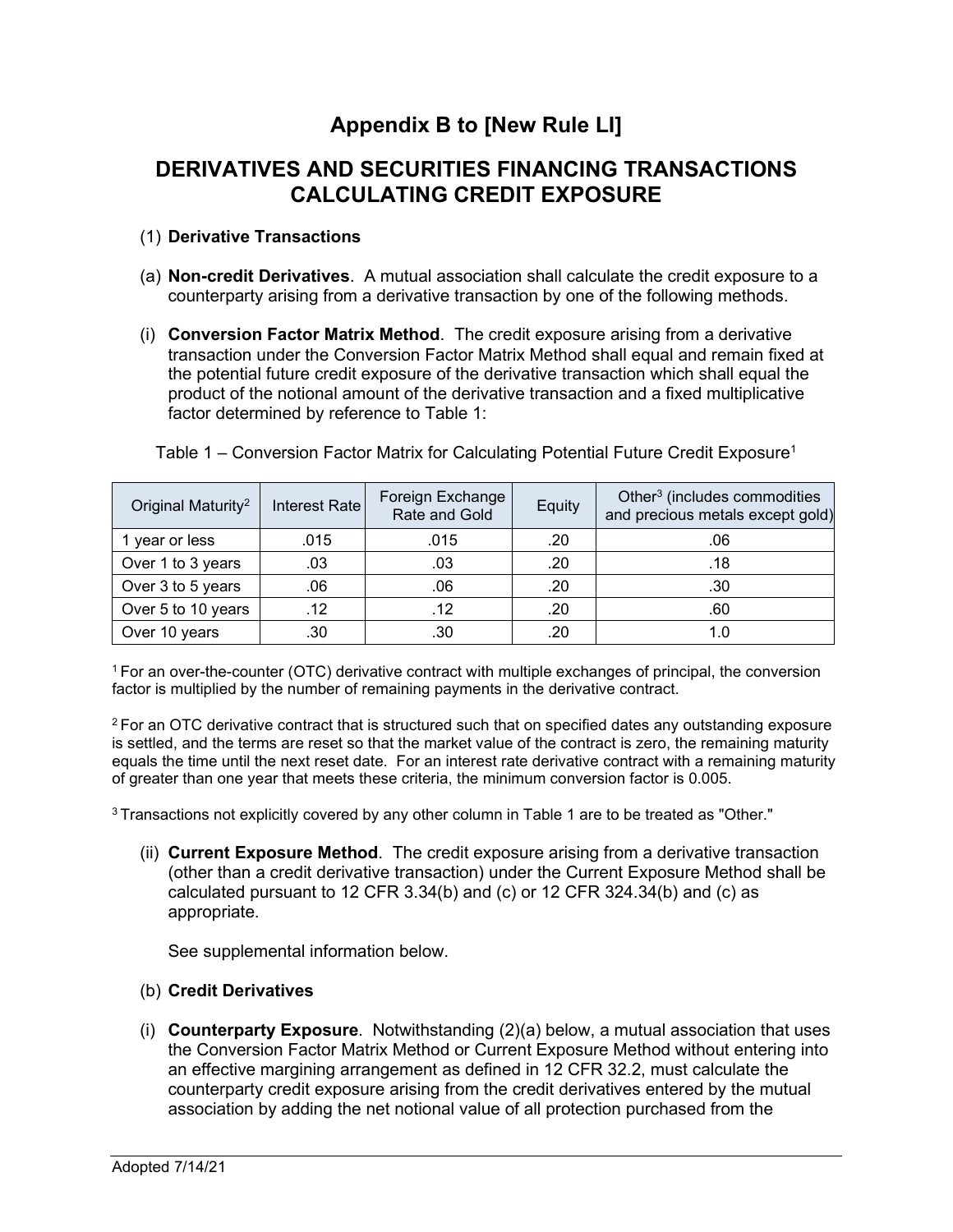# Appendix B to [New Rule LI]

## DERIVATIVES AND SECURITIES FINANCING TRANSACTIONS CALCULATING CREDIT EXPOSURE

(1) **Derivative Transactions**

(a) **Non-credit Derivatives**. A mutual association shall calculate the credit exposure to a counterparty arising from a derivative transaction by one of the following methods.

(i) **Conversion Factor Matrix Method**. The credit exposure arising from a derivative transaction under the Conversion Factor Matrix Method shall equal and remain fixed at the potential future credit exposure of the derivative transaction which shall equal the product of the notional amount of the derivative transaction and a fixed multiplicative factor determined by reference to Table 1:

Table 1 – Conversion Factor Matrix for Calculating Potential Future Credit Exposure[1]

| Original Maturity[2] | Interest Rate | Foreign Exchange Rate and Gold | Equity | Other[3] (includes commodities and precious metals except gold) |
|---|---|---|---|---|
| 1 year or less | .015 | .015 | .20 | .06 |
| Over 1 to 3 years | .03 | .03 | .20 | .18 |
| Over 3 to 5 years | .06 | .06 | .20 | .30 |
| Over 5 to 10 years | .12 | .12 | .20 | .60 |
| Over 10 years | .30 | .30 | .20 | 1.0 |

[1] For an over-the-counter (OTC) derivative contract with multiple exchanges of principal, the conversion factor is multiplied by the number of remaining payments in the derivative contract.

[2] For an OTC derivative contract that is structured such that on specified dates any outstanding exposure is settled, and the terms are reset so that the market value of the contract is zero, the remaining maturity equals the time until the next reset date. For an interest rate derivative contract with a remaining maturity of greater than one year that meets these criteria, the minimum conversion factor is 0.005.

[3] Transactions not explicitly covered by any other column in Table 1 are to be treated as "Other."

(ii) **Current Exposure Method**. The credit exposure arising from a derivative transaction (other than a credit derivative transaction) under the Current Exposure Method shall be calculated pursuant to 12 CFR 3.34(b) and (c) or 12 CFR 324.34(b) and (c) as appropriate.

See supplemental information below.

(b) **Credit Derivatives**

(i) **Counterparty Exposure**. Notwithstanding (2)(a) below, a mutual association that uses the Conversion Factor Matrix Method or Current Exposure Method without entering into an effective margining arrangement as defined in 12 CFR 32.2, must calculate the counterparty credit exposure arising from the credit derivatives entered by the mutual association by adding the net notional value of all protection purchased from the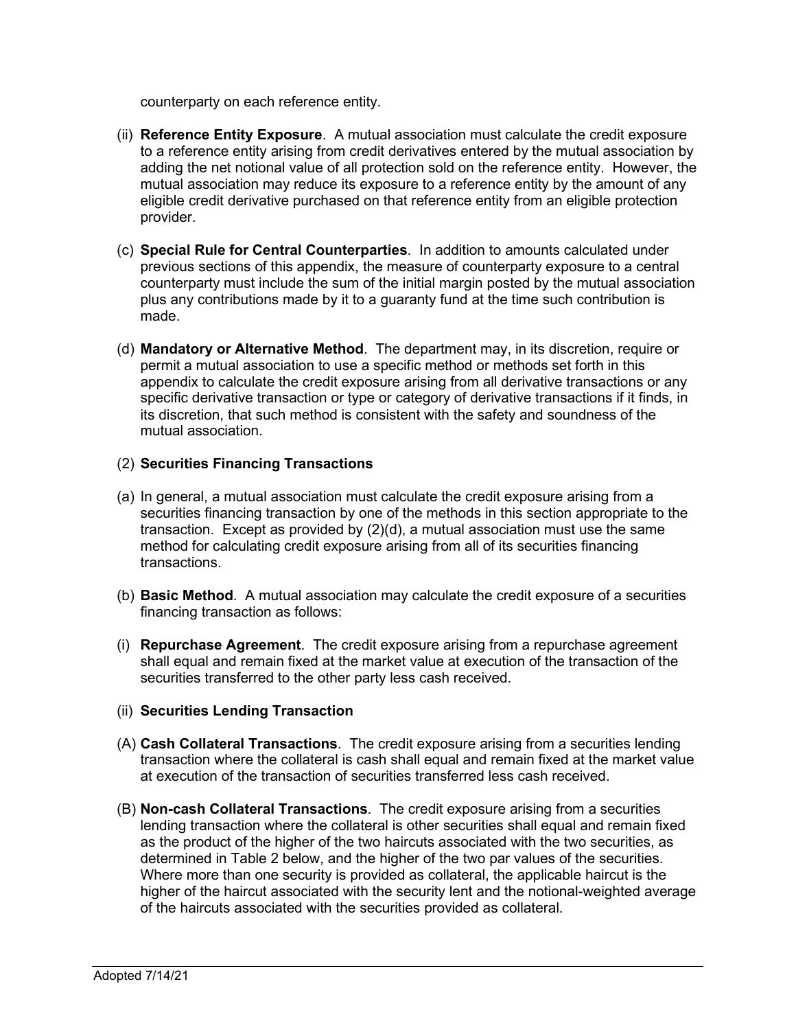counterparty on each reference entity.

(ii) **Reference Entity Exposure**. A mutual association must calculate the credit exposure to a reference entity arising from credit derivatives entered by the mutual association by adding the net notional value of all protection sold on the reference entity. However, the mutual association may reduce its exposure to a reference entity by the amount of any eligible credit derivative purchased on that reference entity from an eligible protection provider.

(c) **Special Rule for Central Counterparties**. In addition to amounts calculated under previous sections of this appendix, the measure of counterparty exposure to a central counterparty must include the sum of the initial margin posted by the mutual association plus any contributions made by it to a guaranty fund at the time such contribution is made.

(d) **Mandatory or Alternative Method**. The department may, in its discretion, require or permit a mutual association to use a specific method or methods set forth in this appendix to calculate the credit exposure arising from all derivative transactions or any specific derivative transaction or type or category of derivative transactions if it finds, in its discretion, that such method is consistent with the safety and soundness of the mutual association.

(2) **Securities Financing Transactions**

(a) In general, a mutual association must calculate the credit exposure arising from a securities financing transaction by one of the methods in this section appropriate to the transaction. Except as provided by (2)(d), a mutual association must use the same method for calculating credit exposure arising from all of its securities financing transactions.

(b) **Basic Method**. A mutual association may calculate the credit exposure of a securities financing transaction as follows:

(i) **Repurchase Agreement**. The credit exposure arising from a repurchase agreement shall equal and remain fixed at the market value at execution of the transaction of the securities transferred to the other party less cash received.

(ii) **Securities Lending Transaction**

(A) **Cash Collateral Transactions**. The credit exposure arising from a securities lending transaction where the collateral is cash shall equal and remain fixed at the market value at execution of the transaction of securities transferred less cash received.

(B) **Non-cash Collateral Transactions**. The credit exposure arising from a securities lending transaction where the collateral is other securities shall equal and remain fixed as the product of the higher of the two haircuts associated with the two securities, as determined in Table 2 below, and the higher of the two par values of the securities. Where more than one security is provided as collateral, the applicable haircut is the higher of the haircut associated with the security lent and the notional-weighted average of the haircuts associated with the securities provided as collateral.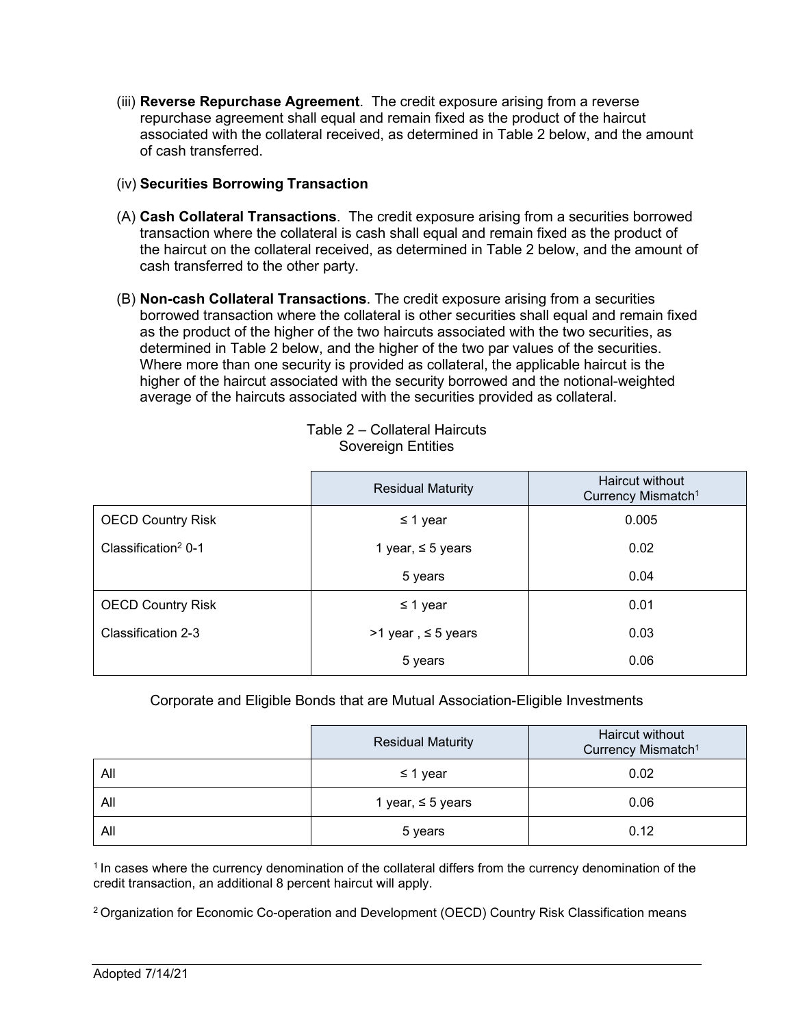(iii) **Reverse Repurchase Agreement**. The credit exposure arising from a reverse repurchase agreement shall equal and remain fixed as the product of the haircut associated with the collateral received, as determined in Table 2 below, and the amount of cash transferred.

(iv) **Securities Borrowing Transaction**

(A) **Cash Collateral Transactions**. The credit exposure arising from a securities borrowed transaction where the collateral is cash shall equal and remain fixed as the product of the haircut on the collateral received, as determined in Table 2 below, and the amount of cash transferred to the other party.

(B) **Non-cash Collateral Transactions**. The credit exposure arising from a securities borrowed transaction where the collateral is other securities shall equal and remain fixed as the product of the higher of the two haircuts associated with the two securities, as determined in Table 2 below, and the higher of the two par values of the securities. Where more than one security is provided as collateral, the applicable haircut is the higher of the haircut associated with the security borrowed and the notional-weighted average of the haircuts associated with the securities provided as collateral.

Table 2 – Collateral Haircuts
Sovereign Entities

| | Residual Maturity | Haircut without Currency Mismatch[1] |
|---|---|---|
| OECD Country Risk Classification[2] 0-1 | ≤ 1 year | 0.005 |
| | 1 year, ≤ 5 years | 0.02 |
| | 5 years | 0.04 |
| OECD Country Risk Classification 2-3 | ≤ 1 year | 0.01 |
| | >1 year , ≤ 5 years | 0.03 |
| | 5 years | 0.06 |

Corporate and Eligible Bonds that are Mutual Association-Eligible Investments

| | Residual Maturity | Haircut without Currency Mismatch[1] |
|---|---|---|
| All | ≤ 1 year | 0.02 |
| All | 1 year, ≤ 5 years | 0.06 |
| All | 5 years | 0.12 |

[1] In cases where the currency denomination of the collateral differs from the currency denomination of the credit transaction, an additional 8 percent haircut will apply.

[2] Organization for Economic Co-operation and Development (OECD) Country Risk Classification means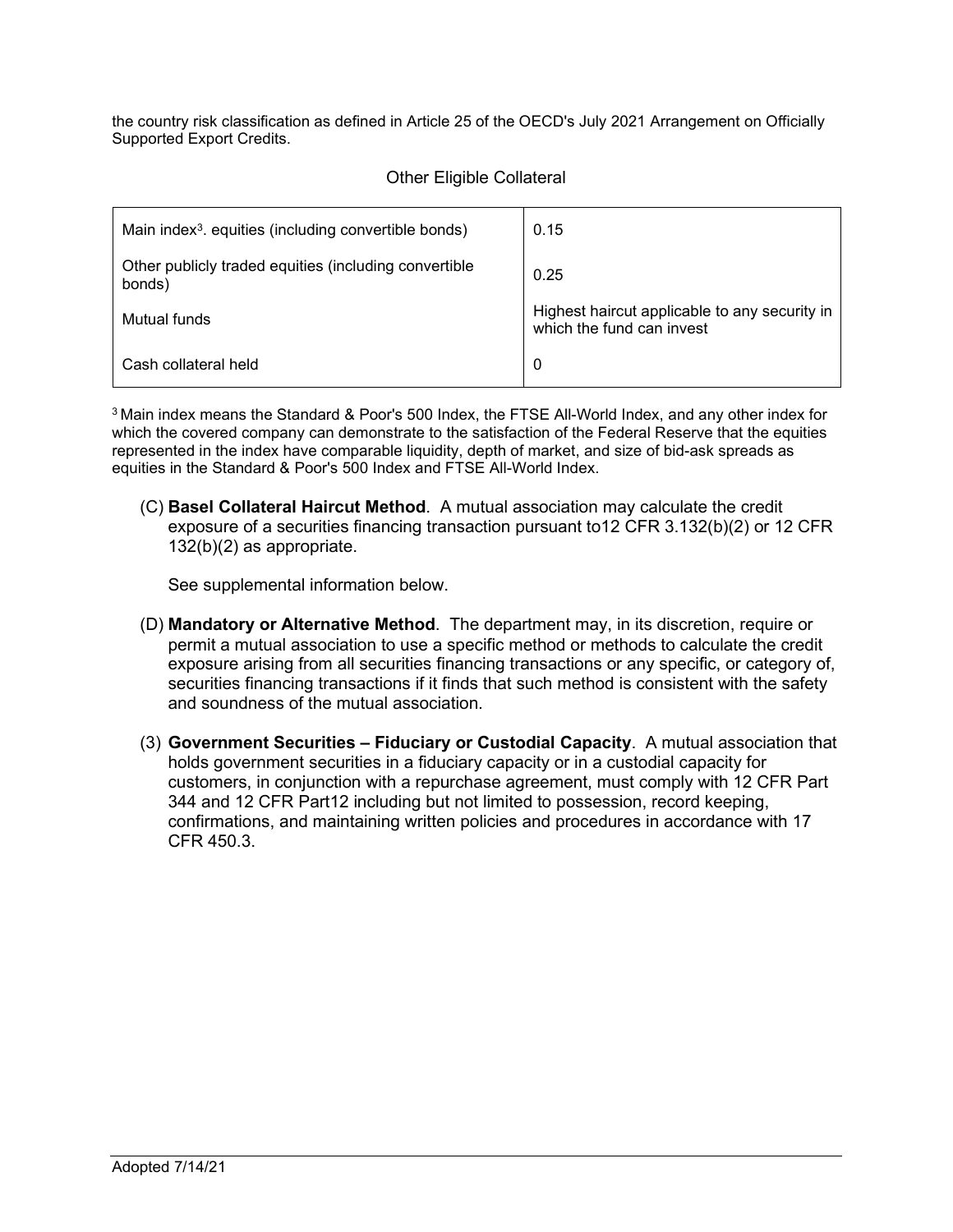the country risk classification as defined in Article 25 of the OECD's July 2021 Arrangement on Officially Supported Export Credits.

Other Eligible Collateral

| | |
|---|---|
| Main index[3]. equities (including convertible bonds) | 0.15 |
| Other publicly traded equities (including convertible bonds) | 0.25 |
| Mutual funds | Highest haircut applicable to any security in which the fund can invest |
| Cash collateral held | 0 |

[3] Main index means the Standard & Poor's 500 Index, the FTSE All-World Index, and any other index for which the covered company can demonstrate to the satisfaction of the Federal Reserve that the equities represented in the index have comparable liquidity, depth of market, and size of bid-ask spreads as equities in the Standard & Poor's 500 Index and FTSE All-World Index.

(C) **Basel Collateral Haircut Method**. A mutual association may calculate the credit exposure of a securities financing transaction pursuant to12 CFR 3.132(b)(2) or 12 CFR 132(b)(2) as appropriate.

See supplemental information below.

(D) **Mandatory or Alternative Method**. The department may, in its discretion, require or permit a mutual association to use a specific method or methods to calculate the credit exposure arising from all securities financing transactions or any specific, or category of, securities financing transactions if it finds that such method is consistent with the safety and soundness of the mutual association.

(3) **Government Securities – Fiduciary or Custodial Capacity**. A mutual association that holds government securities in a fiduciary capacity or in a custodial capacity for customers, in conjunction with a repurchase agreement, must comply with 12 CFR Part 344 and 12 CFR Part12 including but not limited to possession, record keeping, confirmations, and maintaining written policies and procedures in accordance with 17 CFR 450.3.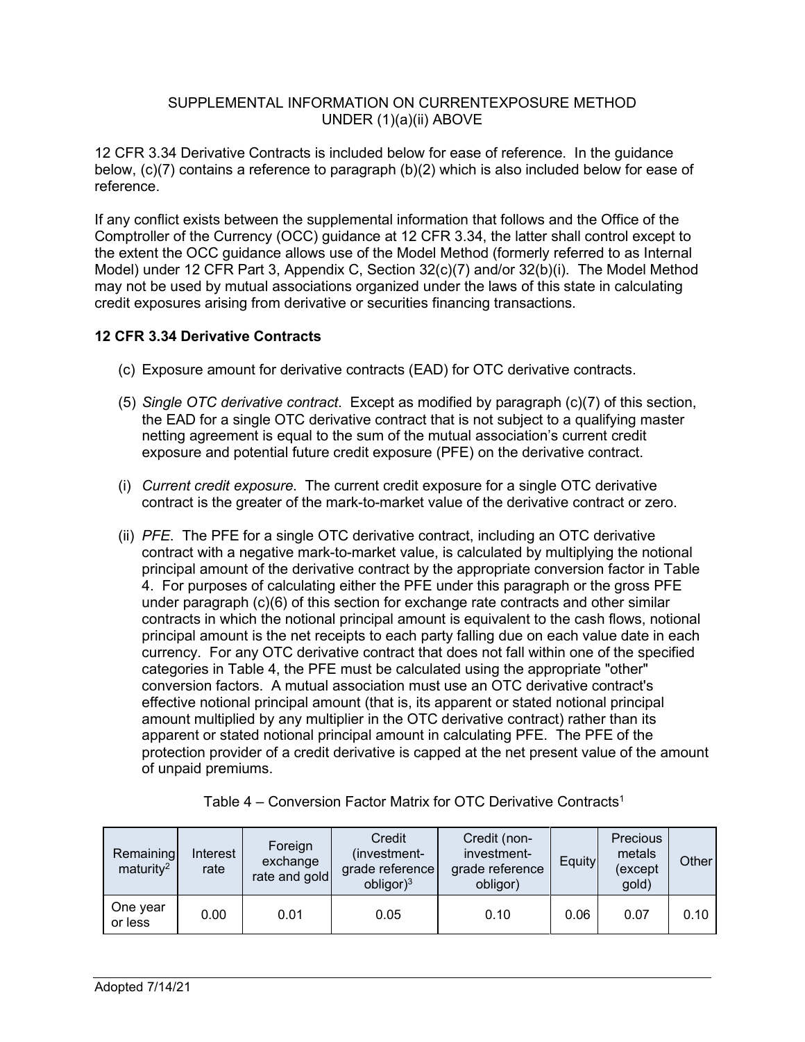SUPPLEMENTAL INFORMATION ON CURRENTEXPOSURE METHOD UNDER (1)(a)(ii) ABOVE

12 CFR 3.34 Derivative Contracts is included below for ease of reference. In the guidance below, (c)(7) contains a reference to paragraph (b)(2) which is also included below for ease of reference.

If any conflict exists between the supplemental information that follows and the Office of the Comptroller of the Currency (OCC) guidance at 12 CFR 3.34, the latter shall control except to the extent the OCC guidance allows use of the Model Method (formerly referred to as Internal Model) under 12 CFR Part 3, Appendix C, Section 32(c)(7) and/or 32(b)(i). The Model Method may not be used by mutual associations organized under the laws of this state in calculating credit exposures arising from derivative or securities financing transactions.

**12 CFR 3.34 Derivative Contracts**

(c) Exposure amount for derivative contracts (EAD) for OTC derivative contracts.

(5) *Single OTC derivative contract*. Except as modified by paragraph (c)(7) of this section, the EAD for a single OTC derivative contract that is not subject to a qualifying master netting agreement is equal to the sum of the mutual association's current credit exposure and potential future credit exposure (PFE) on the derivative contract.

(i) *Current credit exposure*. The current credit exposure for a single OTC derivative contract is the greater of the mark-to-market value of the derivative contract or zero.

(ii) *PFE*. The PFE for a single OTC derivative contract, including an OTC derivative contract with a negative mark-to-market value, is calculated by multiplying the notional principal amount of the derivative contract by the appropriate conversion factor in Table 4. For purposes of calculating either the PFE under this paragraph or the gross PFE under paragraph (c)(6) of this section for exchange rate contracts and other similar contracts in which the notional principal amount is equivalent to the cash flows, notional principal amount is the net receipts to each party falling due on each value date in each currency. For any OTC derivative contract that does not fall within one of the specified categories in Table 4, the PFE must be calculated using the appropriate "other" conversion factors. A mutual association must use an OTC derivative contract's effective notional principal amount (that is, its apparent or stated notional principal amount multiplied by any multiplier in the OTC derivative contract) rather than its apparent or stated notional principal amount in calculating PFE. The PFE of the protection provider of a credit derivative is capped at the net present value of the amount of unpaid premiums.

Table 4 – Conversion Factor Matrix for OTC Derivative Contracts[1]

| Remaining maturity[2] | Interest rate | Foreign exchange rate and gold | Credit (investment-grade reference obligor)[3] | Credit (non-investment-grade reference obligor) | Equity | Precious metals (except gold) | Other |
|---|---|---|---|---|---|---|---|
| One year or less | 0.00 | 0.01 | 0.05 | 0.10 | 0.06 | 0.07 | 0.10 |

Adopted 7/14/21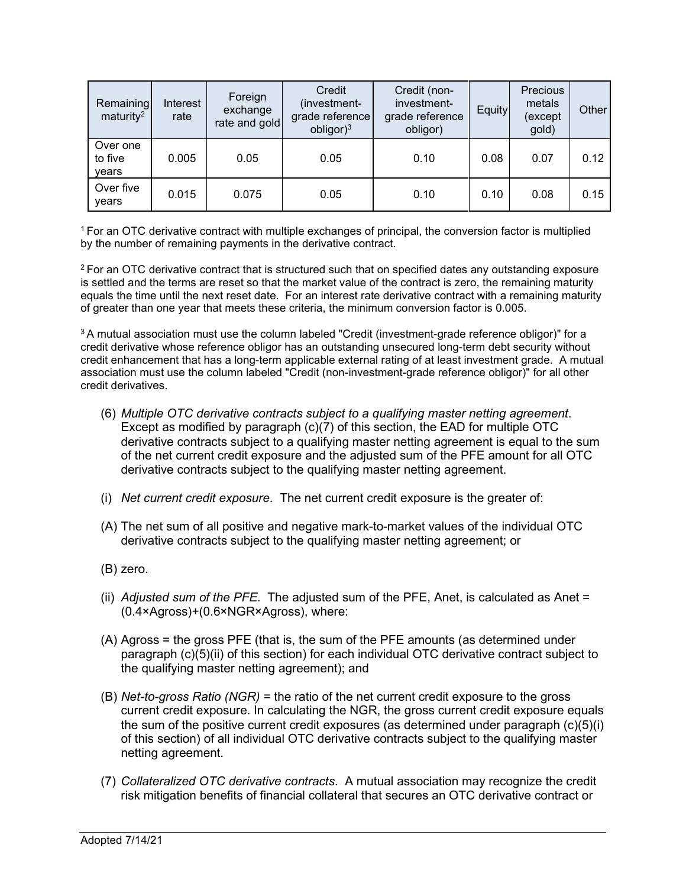| Remaining maturity[2] | Interest rate | Foreign exchange rate and gold | Credit (investment-grade reference obligor)[3] | Credit (non-investment-grade reference obligor) | Equity | Precious metals (except gold) | Other |
|---|---|---|---|---|---|---|---|
| Over one to five years | 0.005 | 0.05 | 0.05 | 0.10 | 0.08 | 0.07 | 0.12 |
| Over five years | 0.015 | 0.075 | 0.05 | 0.10 | 0.10 | 0.08 | 0.15 |

[1] For an OTC derivative contract with multiple exchanges of principal, the conversion factor is multiplied by the number of remaining payments in the derivative contract.

[2] For an OTC derivative contract that is structured such that on specified dates any outstanding exposure is settled and the terms are reset so that the market value of the contract is zero, the remaining maturity equals the time until the next reset date. For an interest rate derivative contract with a remaining maturity of greater than one year that meets these criteria, the minimum conversion factor is 0.005.

[3] A mutual association must use the column labeled "Credit (investment-grade reference obligor)" for a credit derivative whose reference obligor has an outstanding unsecured long-term debt security without credit enhancement that has a long-term applicable external rating of at least investment grade. A mutual association must use the column labeled "Credit (non-investment-grade reference obligor)" for all other credit derivatives.

(6) *Multiple OTC derivative contracts subject to a qualifying master netting agreement*. Except as modified by paragraph (c)(7) of this section, the EAD for multiple OTC derivative contracts subject to a qualifying master netting agreement is equal to the sum of the net current credit exposure and the adjusted sum of the PFE amount for all OTC derivative contracts subject to the qualifying master netting agreement.

(i) *Net current credit exposure*. The net current credit exposure is the greater of:

(A) The net sum of all positive and negative mark-to-market values of the individual OTC derivative contracts subject to the qualifying master netting agreement; or

(B) zero.

(ii) *Adjusted sum of the PFE*. The adjusted sum of the PFE, Anet, is calculated as Anet = (0.4×Agross)+(0.6×NGR×Agross), where:

(A) Agross = the gross PFE (that is, the sum of the PFE amounts (as determined under paragraph (c)(5)(ii) of this section) for each individual OTC derivative contract subject to the qualifying master netting agreement); and

(B) *Net-to-gross Ratio (NGR)* = the ratio of the net current credit exposure to the gross current credit exposure. In calculating the NGR, the gross current credit exposure equals the sum of the positive current credit exposures (as determined under paragraph (c)(5)(i) of this section) of all individual OTC derivative contracts subject to the qualifying master netting agreement.

(7) *Collateralized OTC derivative contracts*. A mutual association may recognize the credit risk mitigation benefits of financial collateral that secures an OTC derivative contract or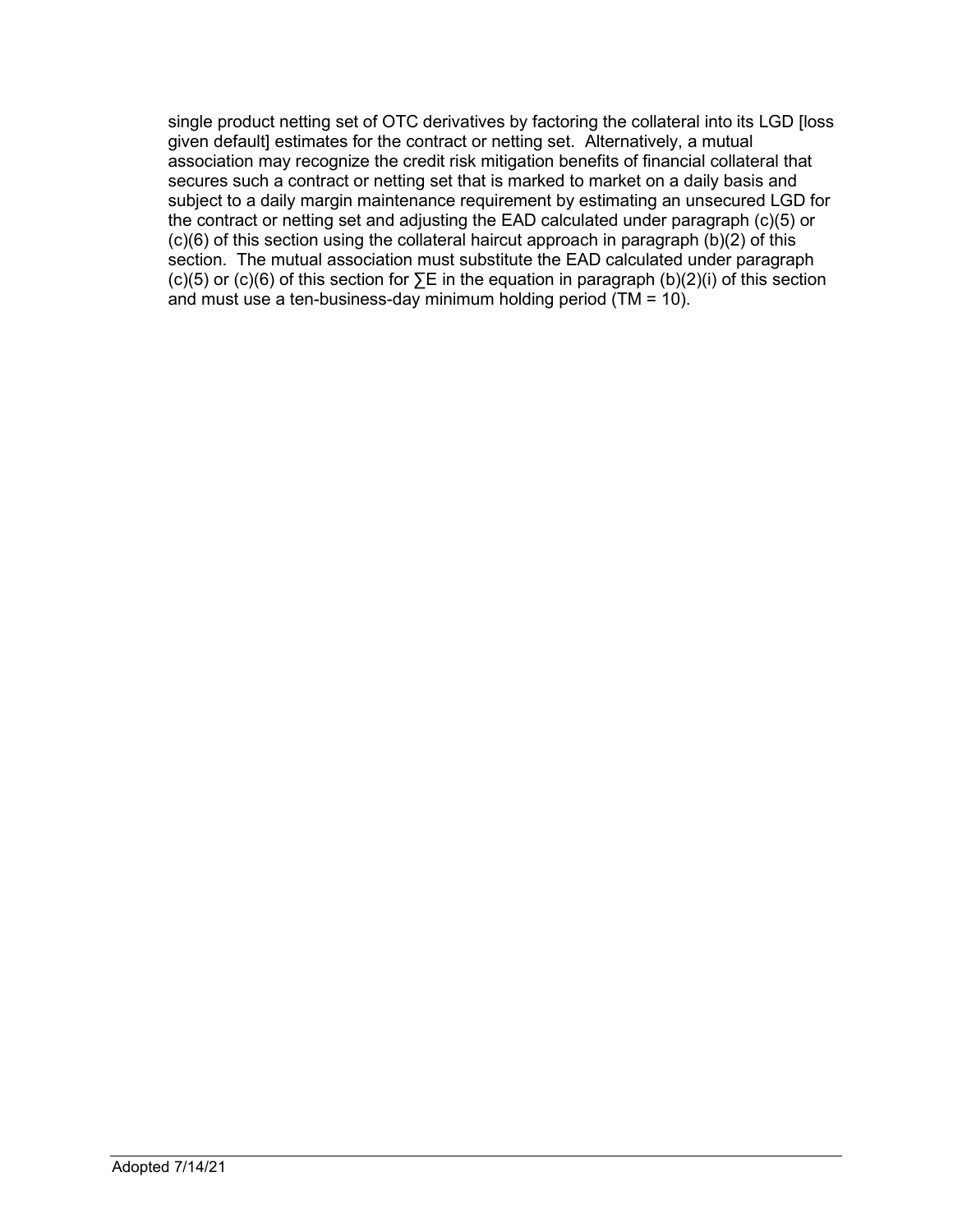single product netting set of OTC derivatives by factoring the collateral into its LGD [loss given default] estimates for the contract or netting set. Alternatively, a mutual association may recognize the credit risk mitigation benefits of financial collateral that secures such a contract or netting set that is marked to market on a daily basis and subject to a daily margin maintenance requirement by estimating an unsecured LGD for the contract or netting set and adjusting the EAD calculated under paragraph (c)(5) or (c)(6) of this section using the collateral haircut approach in paragraph (b)(2) of this section. The mutual association must substitute the EAD calculated under paragraph (c)(5) or (c)(6) of this section for $\sum E$ in the equation in paragraph (b)(2)(i) of this section and must use a ten-business-day minimum holding period ($TM = 10$).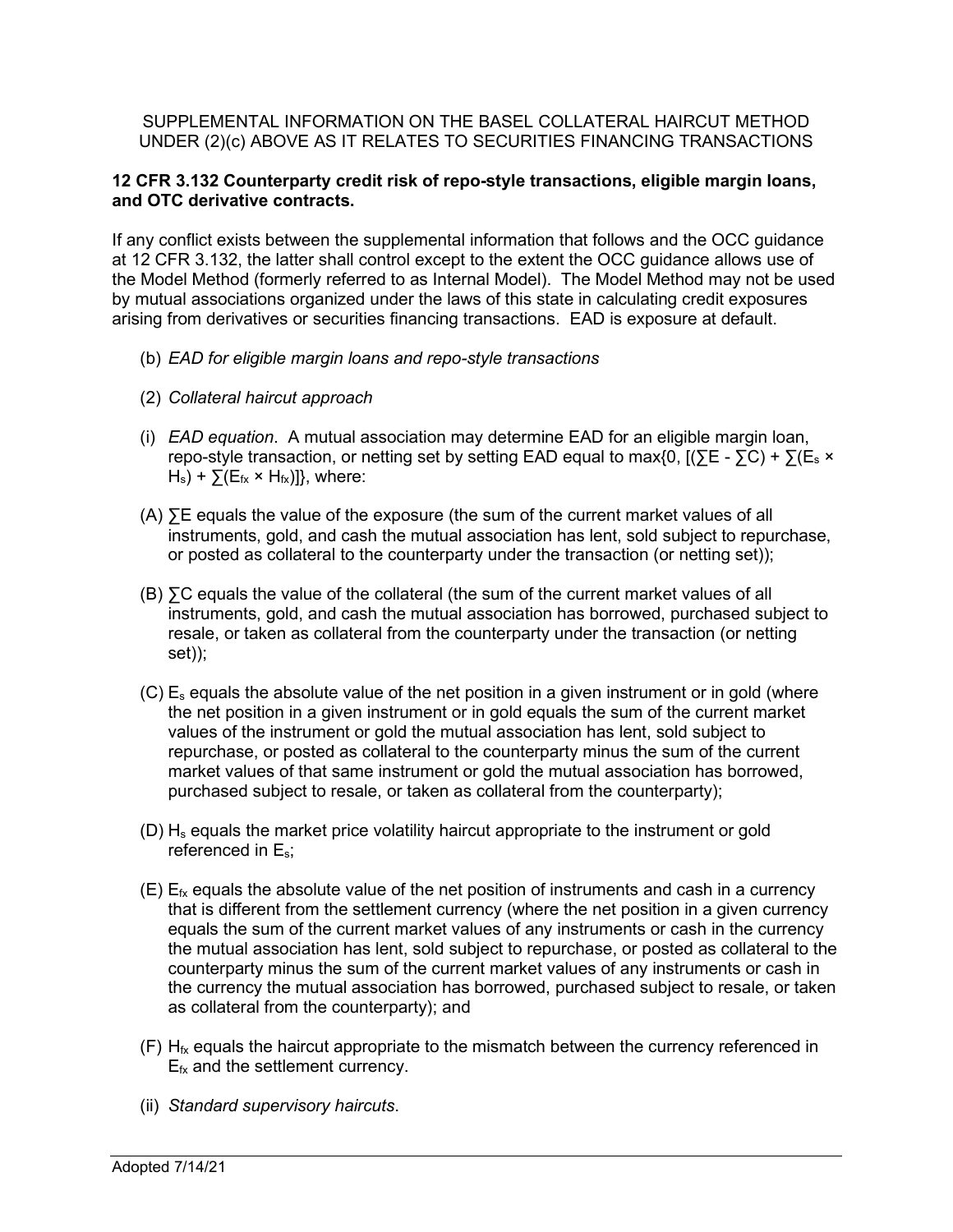SUPPLEMENTAL INFORMATION ON THE BASEL COLLATERAL HAIRCUT METHOD UNDER (2)(c) ABOVE AS IT RELATES TO SECURITIES FINANCING TRANSACTIONS

**12 CFR 3.132 Counterparty credit risk of repo-style transactions, eligible margin loans, and OTC derivative contracts.**

If any conflict exists between the supplemental information that follows and the OCC guidance at 12 CFR 3.132, the latter shall control except to the extent the OCC guidance allows use of the Model Method (formerly referred to as Internal Model). The Model Method may not be used by mutual associations organized under the laws of this state in calculating credit exposures arising from derivatives or securities financing transactions. EAD is exposure at default.

(b) *EAD for eligible margin loans and repo-style transactions*

(2) *Collateral haircut approach*

(i) *EAD equation.* A mutual association may determine EAD for an eligible margin loan, repo-style transaction, or netting set by setting EAD equal to $\max\{0, [(\sum E - \sum C) + \sum(E_s \times H_s) + \sum(E_{fx} \times H_{fx})]\}$, where:

(A) $\sum E$ equals the value of the exposure (the sum of the current market values of all instruments, gold, and cash the mutual association has lent, sold subject to repurchase, or posted as collateral to the counterparty under the transaction (or netting set));

(B) $\sum C$ equals the value of the collateral (the sum of the current market values of all instruments, gold, and cash the mutual association has borrowed, purchased subject to resale, or taken as collateral from the counterparty under the transaction (or netting set));

(C) $E_s$ equals the absolute value of the net position in a given instrument or in gold (where the net position in a given instrument or in gold equals the sum of the current market values of the instrument or gold the mutual association has lent, sold subject to repurchase, or posted as collateral to the counterparty minus the sum of the current market values of that same instrument or gold the mutual association has borrowed, purchased subject to resale, or taken as collateral from the counterparty);

(D) $H_s$ equals the market price volatility haircut appropriate to the instrument or gold referenced in $E_s$;

(E) $E_{fx}$ equals the absolute value of the net position of instruments and cash in a currency that is different from the settlement currency (where the net position in a given currency equals the sum of the current market values of any instruments or cash in the currency the mutual association has lent, sold subject to repurchase, or posted as collateral to the counterparty minus the sum of the current market values of any instruments or cash in the currency the mutual association has borrowed, purchased subject to resale, or taken as collateral from the counterparty); and

(F) $H_{fx}$ equals the haircut appropriate to the mismatch between the currency referenced in $E_{fx}$ and the settlement currency.

(ii) *Standard supervisory haircuts*.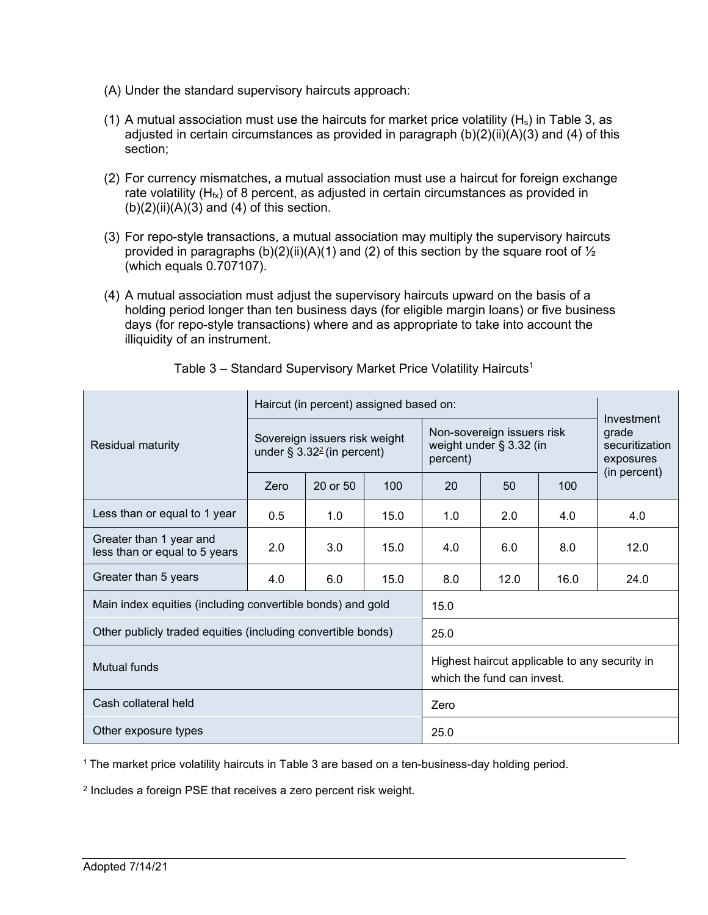(A) Under the standard supervisory haircuts approach:

(1) A mutual association must use the haircuts for market price volatility ($H_s$) in Table 3, as adjusted in certain circumstances as provided in paragraph (b)(2)(ii)(A)(3) and (4) of this section;

(2) For currency mismatches, a mutual association must use a haircut for foreign exchange rate volatility ($H_{fx}$) of 8 percent, as adjusted in certain circumstances as provided in (b)(2)(ii)(A)(3) and (4) of this section.

(3) For repo-style transactions, a mutual association may multiply the supervisory haircuts provided in paragraphs (b)(2)(ii)(A)(1) and (2) of this section by the square root of ½ (which equals 0.707107).

(4) A mutual association must adjust the supervisory haircuts upward on the basis of a holding period longer than ten business days (for eligible margin loans) or five business days (for repo-style transactions) where and as appropriate to take into account the illiquidity of an instrument.

Table 3 – Standard Supervisory Market Price Volatility Haircuts[1]

| Residual maturity | Haircut (in percent) assigned based on: | | | | | | Investment grade securitization exposures (in percent) |
|---|---|---|---|---|---|---|---|
| | Sovereign issuers risk weight under § 3.32[2] (in percent) | | | Non-sovereign issuers risk weight under § 3.32 (in percent) | | | |
| | Zero | 20 or 50 | 100 | 20 | 50 | 100 | |
| Less than or equal to 1 year | 0.5 | 1.0 | 15.0 | 1.0 | 2.0 | 4.0 | 4.0 |
| Greater than 1 year and less than or equal to 5 years | 2.0 | 3.0 | 15.0 | 4.0 | 6.0 | 8.0 | 12.0 |
| Greater than 5 years | 4.0 | 6.0 | 15.0 | 8.0 | 12.0 | 16.0 | 24.0 |
| Main index equities (including convertible bonds) and gold | | | | 15.0 | | | |
| Other publicly traded equities (including convertible bonds) | | | | 25.0 | | | |
| Mutual funds | | | | Highest haircut applicable to any security in which the fund can invest. | | | |
| Cash collateral held | | | | Zero | | | |
| Other exposure types | | | | 25.0 | | | |

[1] The market price volatility haircuts in Table 3 are based on a ten-business-day holding period.

[2] Includes a foreign PSE that receives a zero percent risk weight.

Adopted 7/14/21